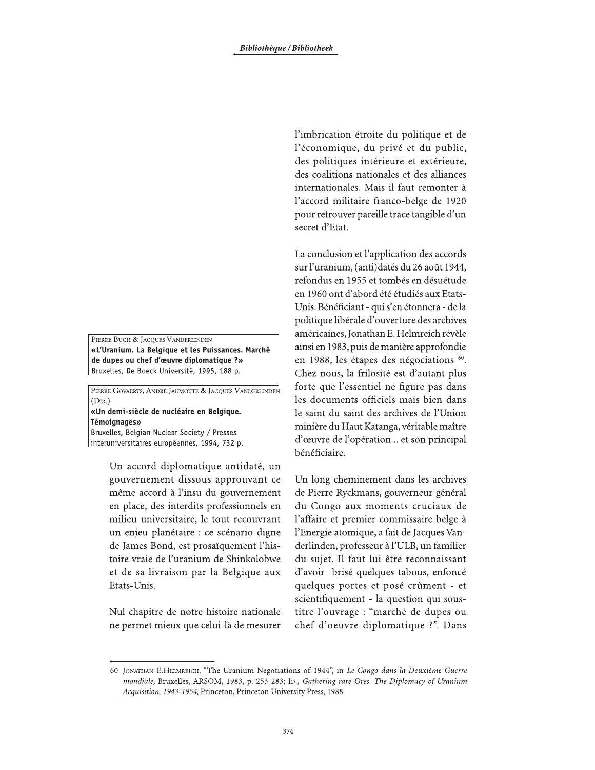PIERRE BUCH & JACQUES VANDERLINDEN
**«L'Uranium. La Belgique et les Puissances. Marché de dupes ou chef d'œuvre diplomatique ?»**
Bruxelles, De Boeck Université, 1995, 188 p.

PIERRE GOVAERTS, ANDRÉ JAUMOTTE & JACQUES VANDERLINDEN (DIR.)
**«Un demi-siècle de nucléaire en Belgique. Témoignages»**
Bruxelles, Belgian Nuclear Society / Presses interuniversitaires européennes, 1994, 732 p.

Un accord diplomatique antidaté, un gouvernement dissous approuvant ce même accord à l'insu du gouvernement en place, des interdits professionnels en milieu universitaire, le tout recouvrant un enjeu planétaire : ce scénario digne de James Bond, est prosaïquement l'histoire vraie de l'uranium de Shinkolobwe et de sa livraison par la Belgique aux Etats-Unis.

Nul chapitre de notre histoire nationale ne permet mieux que celui-là de mesurer l'imbrication étroite du politique et de l'économique, du privé et du public, des politiques intérieure et extérieure, des coalitions nationales et des alliances internationales. Mais il faut remonter à l'accord militaire franco-belge de 1920 pour retrouver pareille trace tangible d'un secret d'Etat.

La conclusion et l'application des accords sur l'uranium, (anti)datés du 26 août 1944, refondus en 1955 et tombés en désuétude en 1960 ont d'abord été étudiés aux Etats-Unis. Bénéficiant - qui s'en étonnera - de la politique libérale d'ouverture des archives américaines, Jonathan E. Helmreich révèle ainsi en 1983, puis de manière approfondie en 1988, les étapes des négociations [60]. Chez nous, la frilosité est d'autant plus forte que l'essentiel ne figure pas dans les documents officiels mais bien dans le saint du saint des archives de l'Union minière du Haut Katanga, véritable maître d'œuvre de l'opération... et son principal bénéficiaire.

Un long cheminement dans les archives de Pierre Ryckmans, gouverneur général du Congo aux moments cruciaux de l'affaire et premier commissaire belge à l'Energie atomique, a fait de Jacques Vanderlinden, professeur à l'ULB, un familier du sujet. Il faut lui être reconnaissant d'avoir brisé quelques tabous, enfoncé quelques portes et posé crûment - et scientifiquement - la question qui sous-titre l'ouvrage : "marché de dupes ou chef-d'oeuvre diplomatique ?". Dans

60 JONATHAN E. HELMREICH, "The Uranium Negotiations of 1944", in *Le Congo dans la Deuxième Guerre mondiale*, Bruxelles, ARSOM, 1983, p. 253-283; ID., *Gathering rare Ores. The Diplomacy of Uranium Acquisition, 1943-1954*, Princeton, Princeton University Press, 1988.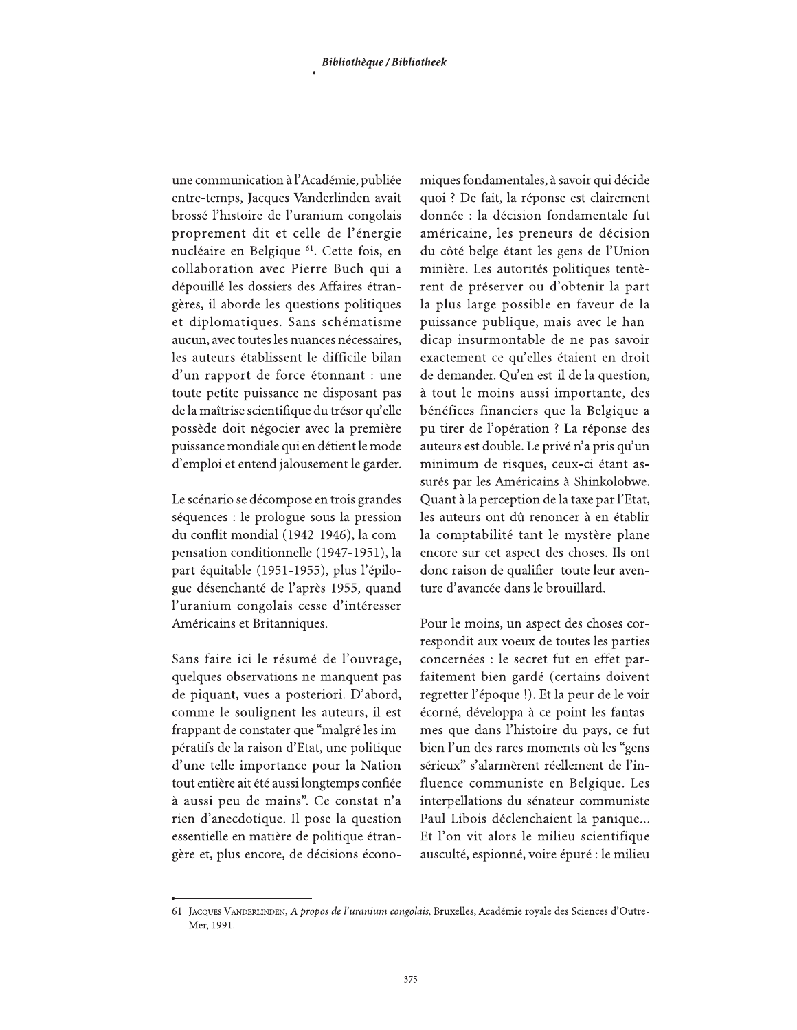une communication à l'Académie, publiée entre-temps, Jacques Vanderlinden avait brossé l'histoire de l'uranium congolais proprement dit et celle de l'énergie nucléaire en Belgique [61]. Cette fois, en collaboration avec Pierre Buch qui a dépouillé les dossiers des Affaires étrangères, il aborde les questions politiques et diplomatiques. Sans schématisme aucun, avec toutes les nuances nécessaires, les auteurs établissent le difficile bilan d'un rapport de force étonnant : une toute petite puissance ne disposant pas de la maîtrise scientifique du trésor qu'elle possède doit négocier avec la première puissance mondiale qui en détient le mode d'emploi et entend jalousement le garder.

Le scénario se décompose en trois grandes séquences : le prologue sous la pression du conflit mondial (1942-1946), la compensation conditionnelle (1947-1951), la part équitable (1951-1955), plus l'épilogue désenchanté de l'après 1955, quand l'uranium congolais cesse d'intéresser Américains et Britanniques.

Sans faire ici le résumé de l'ouvrage, quelques observations ne manquent pas de piquant, vues a posteriori. D'abord, comme le soulignent les auteurs, il est frappant de constater que "malgré les impératifs de la raison d'Etat, une politique d'une telle importance pour la Nation tout entière ait été aussi longtemps confiée à aussi peu de mains". Ce constat n'a rien d'anecdotique. Il pose la question essentielle en matière de politique étrangère et, plus encore, de décisions économiques fondamentales, à savoir qui décide quoi ? De fait, la réponse est clairement donnée : la décision fondamentale fut américaine, les preneurs de décision du côté belge étant les gens de l'Union minière. Les autorités politiques tentèrent de préserver ou d'obtenir la part la plus large possible en faveur de la puissance publique, mais avec le handicap insurmontable de ne pas savoir exactement ce qu'elles étaient en droit de demander. Qu'en est-il de la question, à tout le moins aussi importante, des bénéfices financiers que la Belgique a pu tirer de l'opération ? La réponse des auteurs est double. Le privé n'a pris qu'un minimum de risques, ceux-ci étant assurés par les Américains à Shinkolobwe. Quant à la perception de la taxe par l'Etat, les auteurs ont dû renoncer à en établir la comptabilité tant le mystère plane encore sur cet aspect des choses. Ils ont donc raison de qualifier toute leur aventure d'avancée dans le brouillard.

Pour le moins, un aspect des choses correspondit aux voeux de toutes les parties concernées : le secret fut en effet parfaitement bien gardé (certains doivent regretter l'époque !). Et la peur de le voir écorné, développa à ce point les fantasmes que dans l'histoire du pays, ce fut bien l'un des rares moments où les "gens sérieux" s'alarmèrent réellement de l'influence communiste en Belgique. Les interpellations du sénateur communiste Paul Libois déclenchaient la panique... Et l'on vit alors le milieu scientifique ausculté, espionné, voire épuré : le milieu

---

61 Jacques Vanderlinden, *A propos de l'uranium congolais*, Bruxelles, Académie royale des Sciences d'Outre-Mer, 1991.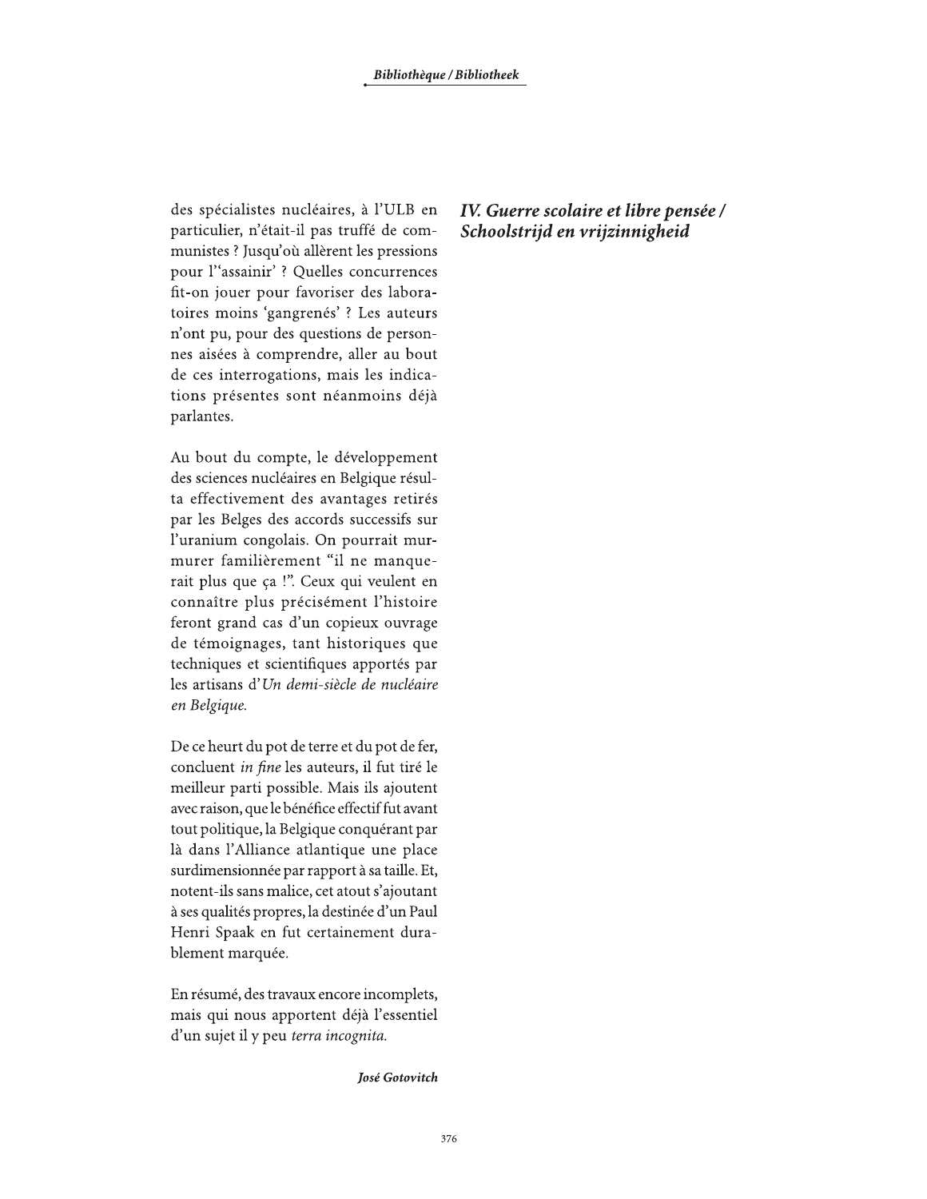des spécialistes nucléaires, à l'ULB en particulier, n'était-il pas truffé de communistes ? Jusqu'où allèrent les pressions pour l''assainir' ? Quelles concurrences fit-on jouer pour favoriser des laboratoires moins 'gangrenés' ? Les auteurs n'ont pu, pour des questions de personnes aisées à comprendre, aller au bout de ces interrogations, mais les indications présentes sont néanmoins déjà parlantes.

Au bout du compte, le développement des sciences nucléaires en Belgique résulta effectivement des avantages retirés par les Belges des accords successifs sur l'uranium congolais. On pourrait murmurer familièrement "il ne manquerait plus que ça !". Ceux qui veulent en connaître plus précisément l'histoire feront grand cas d'un copieux ouvrage de témoignages, tant historiques que techniques et scientifiques apportés par les artisans d'*Un demi-siècle de nucléaire en Belgique*.

De ce heurt du pot de terre et du pot de fer, concluent *in fine* les auteurs, il fut tiré le meilleur parti possible. Mais ils ajoutent avec raison, que le bénéfice effectif fut avant tout politique, la Belgique conquérant par là dans l'Alliance atlantique une place surdimensionnée par rapport à sa taille. Et, notent-ils sans malice, cet atout s'ajoutant à ses qualités propres, la destinée d'un Paul Henri Spaak en fut certainement durablement marquée.

En résumé, des travaux encore incomplets, mais qui nous apportent déjà l'essentiel d'un sujet il y peu *terra incognita*.

***José Gotovitch***

## *IV. Guerre scolaire et libre pensée / Schoolstrijd en vrijzinnigheid*